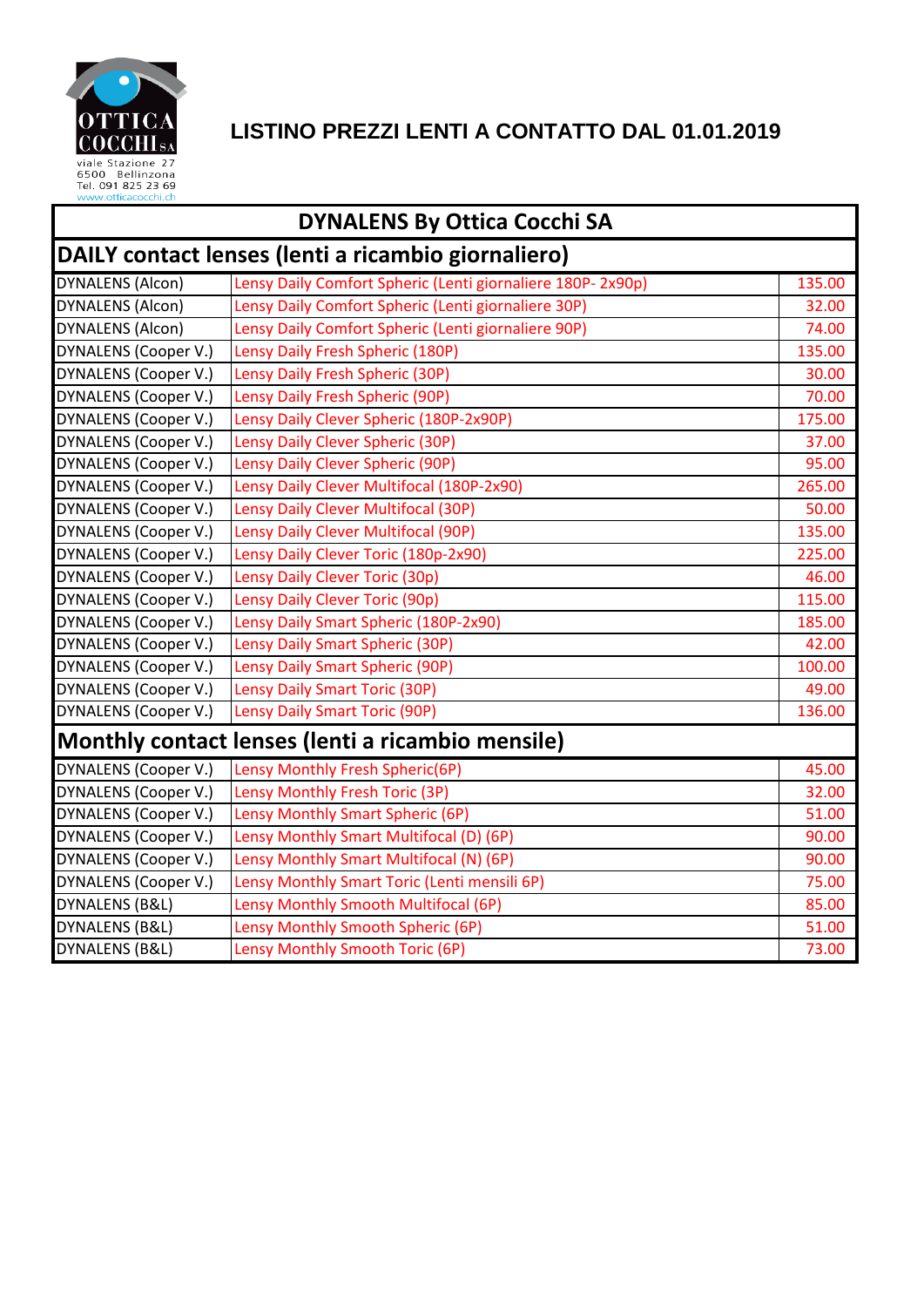OTTICA COCCHI SA
viale Stazione 27
6500 Bellinzona
Tel. 091 825 23 69
www.otticacocchi.ch

# LISTINO PREZZI LENTI A CONTATTO DAL 01.01.2019

## DYNALENS By Ottica Cocchi SA

### DAILY contact lenses (lenti a ricambio giornaliero)

| | | |
|---|---|---|
| DYNALENS (Alcon) | Lensy Daily Comfort Spheric (Lenti giornaliere 180P- 2x90p) | 135.00 |
| DYNALENS (Alcon) | Lensy Daily Comfort Spheric (Lenti giornaliere 30P) | 32.00 |
| DYNALENS (Alcon) | Lensy Daily Comfort Spheric (Lenti giornaliere 90P) | 74.00 |
| DYNALENS (Cooper V.) | Lensy Daily Fresh Spheric (180P) | 135.00 |
| DYNALENS (Cooper V.) | Lensy Daily Fresh Spheric (30P) | 30.00 |
| DYNALENS (Cooper V.) | Lensy Daily Fresh Spheric (90P) | 70.00 |
| DYNALENS (Cooper V.) | Lensy Daily Clever Spheric (180P-2x90P) | 175.00 |
| DYNALENS (Cooper V.) | Lensy Daily Clever Spheric (30P) | 37.00 |
| DYNALENS (Cooper V.) | Lensy Daily Clever Spheric (90P) | 95.00 |
| DYNALENS (Cooper V.) | Lensy Daily Clever Multifocal (180P-2x90) | 265.00 |
| DYNALENS (Cooper V.) | Lensy Daily Clever Multifocal (30P) | 50.00 |
| DYNALENS (Cooper V.) | Lensy Daily Clever Multifocal (90P) | 135.00 |
| DYNALENS (Cooper V.) | Lensy Daily Clever Toric (180p-2x90) | 225.00 |
| DYNALENS (Cooper V.) | Lensy Daily Clever Toric (30p) | 46.00 |
| DYNALENS (Cooper V.) | Lensy Daily Clever Toric (90p) | 115.00 |
| DYNALENS (Cooper V.) | Lensy Daily Smart Spheric (180P-2x90) | 185.00 |
| DYNALENS (Cooper V.) | Lensy Daily Smart Spheric (30P) | 42.00 |
| DYNALENS (Cooper V.) | Lensy Daily Smart Spheric (90P) | 100.00 |
| DYNALENS (Cooper V.) | Lensy Daily Smart Toric (30P) | 49.00 |
| DYNALENS (Cooper V.) | Lensy Daily Smart Toric (90P) | 136.00 |

### Monthly contact lenses (lenti a ricambio mensile)

| | | |
|---|---|---|
| DYNALENS (Cooper V.) | Lensy Monthly Fresh Spheric(6P) | 45.00 |
| DYNALENS (Cooper V.) | Lensy Monthly Fresh Toric (3P) | 32.00 |
| DYNALENS (Cooper V.) | Lensy Monthly Smart Spheric (6P) | 51.00 |
| DYNALENS (Cooper V.) | Lensy Monthly Smart Multifocal (D) (6P) | 90.00 |
| DYNALENS (Cooper V.) | Lensy Monthly Smart Multifocal (N) (6P) | 90.00 |
| DYNALENS (Cooper V.) | Lensy Monthly Smart Toric (Lenti mensili 6P) | 75.00 |
| DYNALENS (B&L) | Lensy Monthly Smooth Multifocal (6P) | 85.00 |
| DYNALENS (B&L) | Lensy Monthly Smooth Spheric (6P) | 51.00 |
| DYNALENS (B&L) | Lensy Monthly Smooth Toric (6P) | 73.00 |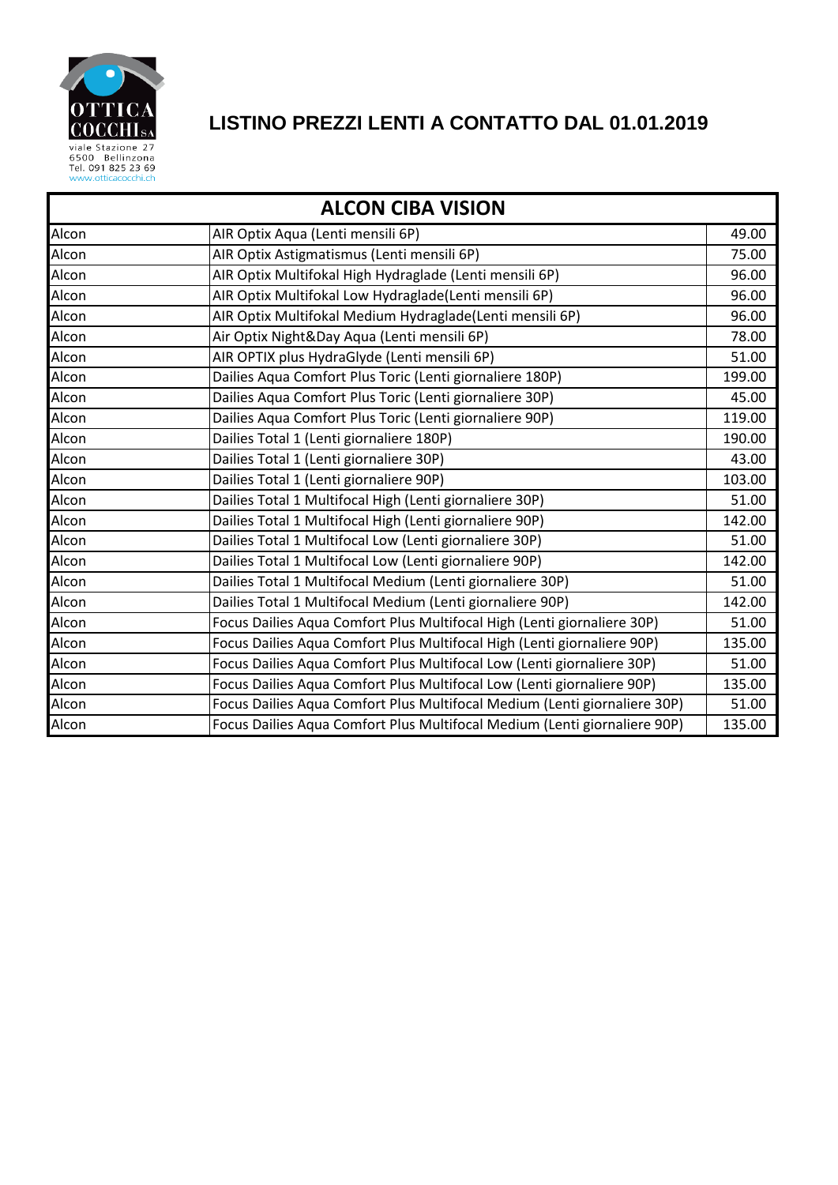OTTICA COCCHI SA
viale Stazione 27
6500 Bellinzona
Tel. 091 825 23 69
www.otticacocchi.ch

# LISTINO PREZZI LENTI A CONTATTO DAL 01.01.2019

| ALCON CIBA VISION | | |
|---|---|---|
| Alcon | AIR Optix Aqua (Lenti mensili 6P) | 49.00 |
| Alcon | AIR Optix Astigmatismus (Lenti mensili 6P) | 75.00 |
| Alcon | AIR Optix Multifokal High Hydraglade (Lenti mensili 6P) | 96.00 |
| Alcon | AIR Optix Multifokal Low Hydraglade(Lenti mensili 6P) | 96.00 |
| Alcon | AIR Optix Multifokal Medium Hydraglade(Lenti mensili 6P) | 96.00 |
| Alcon | Air Optix Night&Day Aqua (Lenti mensili 6P) | 78.00 |
| Alcon | AIR OPTIX plus HydraGlyde (Lenti mensili 6P) | 51.00 |
| Alcon | Dailies Aqua Comfort Plus Toric (Lenti giornaliere 180P) | 199.00 |
| Alcon | Dailies Aqua Comfort Plus Toric (Lenti giornaliere 30P) | 45.00 |
| Alcon | Dailies Aqua Comfort Plus Toric (Lenti giornaliere 90P) | 119.00 |
| Alcon | Dailies Total 1 (Lenti giornaliere 180P) | 190.00 |
| Alcon | Dailies Total 1 (Lenti giornaliere 30P) | 43.00 |
| Alcon | Dailies Total 1 (Lenti giornaliere 90P) | 103.00 |
| Alcon | Dailies Total 1 Multifocal High (Lenti giornaliere 30P) | 51.00 |
| Alcon | Dailies Total 1 Multifocal High (Lenti giornaliere 90P) | 142.00 |
| Alcon | Dailies Total 1 Multifocal Low (Lenti giornaliere 30P) | 51.00 |
| Alcon | Dailies Total 1 Multifocal Low (Lenti giornaliere 90P) | 142.00 |
| Alcon | Dailies Total 1 Multifocal Medium (Lenti giornaliere 30P) | 51.00 |
| Alcon | Dailies Total 1 Multifocal Medium (Lenti giornaliere 90P) | 142.00 |
| Alcon | Focus Dailies Aqua Comfort Plus Multifocal High (Lenti giornaliere 30P) | 51.00 |
| Alcon | Focus Dailies Aqua Comfort Plus Multifocal High (Lenti giornaliere 90P) | 135.00 |
| Alcon | Focus Dailies Aqua Comfort Plus Multifocal Low (Lenti giornaliere 30P) | 51.00 |
| Alcon | Focus Dailies Aqua Comfort Plus Multifocal Low (Lenti giornaliere 90P) | 135.00 |
| Alcon | Focus Dailies Aqua Comfort Plus Multifocal Medium (Lenti giornaliere 30P) | 51.00 |
| Alcon | Focus Dailies Aqua Comfort Plus Multifocal Medium (Lenti giornaliere 90P) | 135.00 |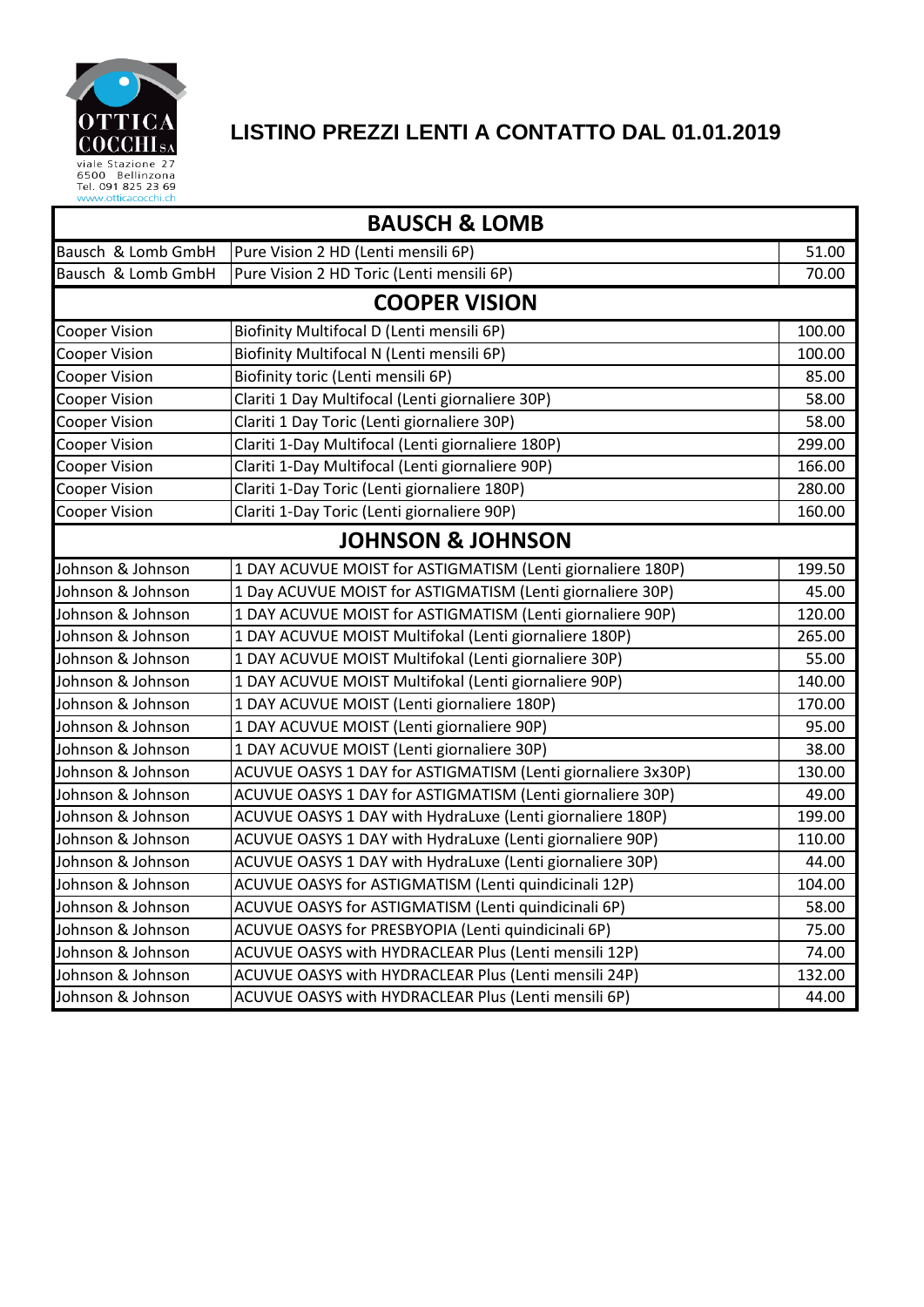OTTICA COCCHI SA
viale Stazione 27
6500 Bellinzona
Tel. 091 825 23 69
www.otticacocchi.ch

# LISTINO PREZZI LENTI A CONTATTO DAL 01.01.2019

| BAUSCH & LOMB | | |
|---|---|---|
| Bausch & Lomb GmbH | Pure Vision 2 HD (Lenti mensili 6P) | 51.00 |
| Bausch & Lomb GmbH | Pure Vision 2 HD Toric (Lenti mensili 6P) | 70.00 |
| **COOPER VISION** | | |
| Cooper Vision | Biofinity Multifocal D (Lenti mensili 6P) | 100.00 |
| Cooper Vision | Biofinity Multifocal N (Lenti mensili 6P) | 100.00 |
| Cooper Vision | Biofinity toric (Lenti mensili 6P) | 85.00 |
| Cooper Vision | Clariti 1 Day Multifocal (Lenti giornaliere 30P) | 58.00 |
| Cooper Vision | Clariti 1 Day Toric (Lenti giornaliere 30P) | 58.00 |
| Cooper Vision | Clariti 1-Day Multifocal (Lenti giornaliere 180P) | 299.00 |
| Cooper Vision | Clariti 1-Day Multifocal (Lenti giornaliere 90P) | 166.00 |
| Cooper Vision | Clariti 1-Day Toric (Lenti giornaliere 180P) | 280.00 |
| Cooper Vision | Clariti 1-Day Toric (Lenti giornaliere 90P) | 160.00 |
| **JOHNSON & JOHNSON** | | |
| Johnson & Johnson | 1 DAY ACUVUE MOIST for ASTIGMATISM (Lenti giornaliere 180P) | 199.50 |
| Johnson & Johnson | 1 Day ACUVUE MOIST for ASTIGMATISM (Lenti giornaliere 30P) | 45.00 |
| Johnson & Johnson | 1 DAY ACUVUE MOIST for ASTIGMATISM (Lenti giornaliere 90P) | 120.00 |
| Johnson & Johnson | 1 DAY ACUVUE MOIST Multifokal (Lenti giornaliere 180P) | 265.00 |
| Johnson & Johnson | 1 DAY ACUVUE MOIST Multifokal (Lenti giornaliere 30P) | 55.00 |
| Johnson & Johnson | 1 DAY ACUVUE MOIST Multifokal (Lenti giornaliere 90P) | 140.00 |
| Johnson & Johnson | 1 DAY ACUVUE MOIST (Lenti giornaliere 180P) | 170.00 |
| Johnson & Johnson | 1 DAY ACUVUE MOIST (Lenti giornaliere 90P) | 95.00 |
| Johnson & Johnson | 1 DAY ACUVUE MOIST (Lenti giornaliere 30P) | 38.00 |
| Johnson & Johnson | ACUVUE OASYS 1 DAY for ASTIGMATISM (Lenti giornaliere 3x30P) | 130.00 |
| Johnson & Johnson | ACUVUE OASYS 1 DAY for ASTIGMATISM (Lenti giornaliere 30P) | 49.00 |
| Johnson & Johnson | ACUVUE OASYS 1 DAY with HydraLuxe (Lenti giornaliere 180P) | 199.00 |
| Johnson & Johnson | ACUVUE OASYS 1 DAY with HydraLuxe (Lenti giornaliere 90P) | 110.00 |
| Johnson & Johnson | ACUVUE OASYS 1 DAY with HydraLuxe (Lenti giornaliere 30P) | 44.00 |
| Johnson & Johnson | ACUVUE OASYS for ASTIGMATISM (Lenti quindicinali 12P) | 104.00 |
| Johnson & Johnson | ACUVUE OASYS for ASTIGMATISM (Lenti quindicinali 6P) | 58.00 |
| Johnson & Johnson | ACUVUE OASYS for PRESBYOPIA (Lenti quindicinali 6P) | 75.00 |
| Johnson & Johnson | ACUVUE OASYS with HYDRACLEAR Plus (Lenti mensili 12P) | 74.00 |
| Johnson & Johnson | ACUVUE OASYS with HYDRACLEAR Plus (Lenti mensili 24P) | 132.00 |
| Johnson & Johnson | ACUVUE OASYS with HYDRACLEAR Plus (Lenti mensili 6P) | 44.00 |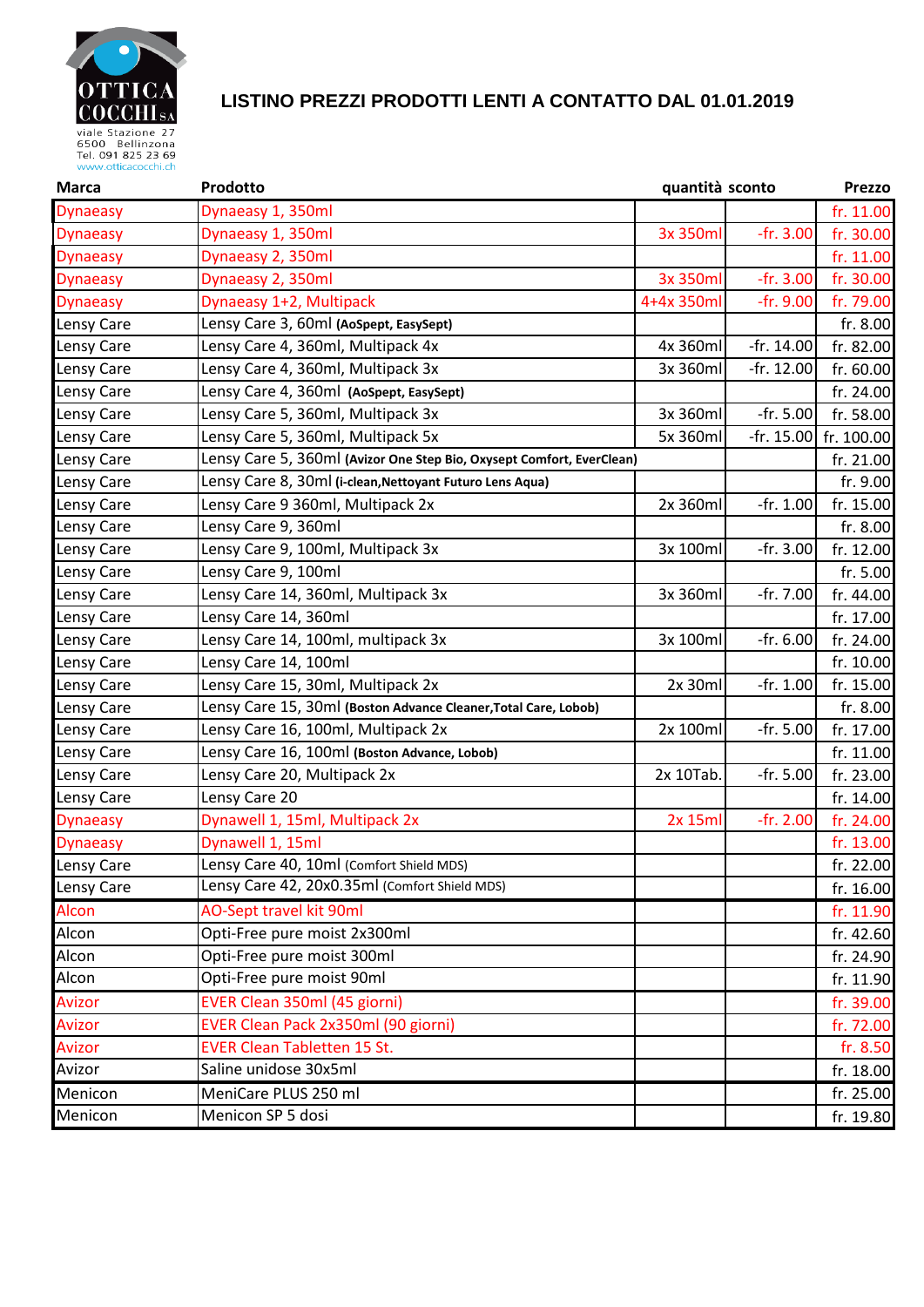OTTICA COCCHI SA
viale Stazione 27
6500 Bellinzona
Tel. 091 825 23 69
www.otticacocchi.ch

# LISTINO PREZZI PRODOTTI LENTI A CONTATTO DAL 01.01.2019

| Marca | Prodotto | quantità | sconto | Prezzo |
|---|---|---|---|---|
| Dynaeasy | Dynaeasy 1, 350ml | | | fr. 11.00 |
| Dynaeasy | Dynaeasy 1, 350ml | 3x 350ml | -fr. 3.00 | fr. 30.00 |
| Dynaeasy | Dynaeasy 2, 350ml | | | fr. 11.00 |
| Dynaeasy | Dynaeasy 2, 350ml | 3x 350ml | -fr. 3.00 | fr. 30.00 |
| Dynaeasy | Dynaeasy 1+2, Multipack | 4+4x 350ml | -fr. 9.00 | fr. 79.00 |
| Lensy Care | Lensy Care 3, 60ml **(AoSpept, EasySept)** | | | fr. 8.00 |
| Lensy Care | Lensy Care 4, 360ml, Multipack 4x | 4x 360ml | -fr. 14.00 | fr. 82.00 |
| Lensy Care | Lensy Care 4, 360ml, Multipack 3x | 3x 360ml | -fr. 12.00 | fr. 60.00 |
| Lensy Care | Lensy Care 4, 360ml **(AoSpept, EasySept)** | | | fr. 24.00 |
| Lensy Care | Lensy Care 5, 360ml, Multipack 3x | 3x 360ml | -fr. 5.00 | fr. 58.00 |
| Lensy Care | Lensy Care 5, 360ml, Multipack 5x | 5x 360ml | -fr. 15.00 | fr. 100.00 |
| Lensy Care | Lensy Care 5, 360ml **(Avizor One Step Bio, Oxysept Comfort, EverClean)** | | | fr. 21.00 |
| Lensy Care | Lensy Care 8, 30ml **(i-clean,Nettoyant Futuro Lens Aqua)** | | | fr. 9.00 |
| Lensy Care | Lensy Care 9 360ml, Multipack 2x | 2x 360ml | -fr. 1.00 | fr. 15.00 |
| Lensy Care | Lensy Care 9, 360ml | | | fr. 8.00 |
| Lensy Care | Lensy Care 9, 100ml, Multipack 3x | 3x 100ml | -fr. 3.00 | fr. 12.00 |
| Lensy Care | Lensy Care 9, 100ml | | | fr. 5.00 |
| Lensy Care | Lensy Care 14, 360ml, Multipack 3x | 3x 360ml | -fr. 7.00 | fr. 44.00 |
| Lensy Care | Lensy Care 14, 360ml | | | fr. 17.00 |
| Lensy Care | Lensy Care 14, 100ml, multipack 3x | 3x 100ml | -fr. 6.00 | fr. 24.00 |
| Lensy Care | Lensy Care 14, 100ml | | | fr. 10.00 |
| Lensy Care | Lensy Care 15, 30ml, Multipack 2x | 2x 30ml | -fr. 1.00 | fr. 15.00 |
| Lensy Care | Lensy Care 15, 30ml **(Boston Advance Cleaner,Total Care, Lobob)** | | | fr. 8.00 |
| Lensy Care | Lensy Care 16, 100ml, Multipack 2x | 2x 100ml | -fr. 5.00 | fr. 17.00 |
| Lensy Care | Lensy Care 16, 100ml **(Boston Advance, Lobob)** | | | fr. 11.00 |
| Lensy Care | Lensy Care 20, Multipack 2x | 2x 10Tab. | -fr. 5.00 | fr. 23.00 |
| Lensy Care | Lensy Care 20 | | | fr. 14.00 |
| Dynaeasy | Dynawell 1, 15ml, Multipack 2x | 2x 15ml | -fr. 2.00 | fr. 24.00 |
| Dynaeasy | Dynawell 1, 15ml | | | fr. 13.00 |
| Lensy Care | Lensy Care 40, 10ml (Comfort Shield MDS) | | | fr. 22.00 |
| Lensy Care | Lensy Care 42, 20x0.35ml (Comfort Shield MDS) | | | fr. 16.00 |
| Alcon | AO-Sept travel kit 90ml | | | fr. 11.90 |
| Alcon | Opti-Free pure moist 2x300ml | | | fr. 42.60 |
| Alcon | Opti-Free pure moist 300ml | | | fr. 24.90 |
| Alcon | Opti-Free pure moist 90ml | | | fr. 11.90 |
| Avizor | EVER Clean 350ml (45 giorni) | | | fr. 39.00 |
| Avizor | EVER Clean Pack 2x350ml (90 giorni) | | | fr. 72.00 |
| Avizor | EVER Clean Tabletten 15 St. | | | fr. 8.50 |
| Avizor | Saline unidose 30x5ml | | | fr. 18.00 |
| Menicon | MeniCare PLUS 250 ml | | | fr. 25.00 |
| Menicon | Menicon SP 5 dosi | | | fr. 19.80 |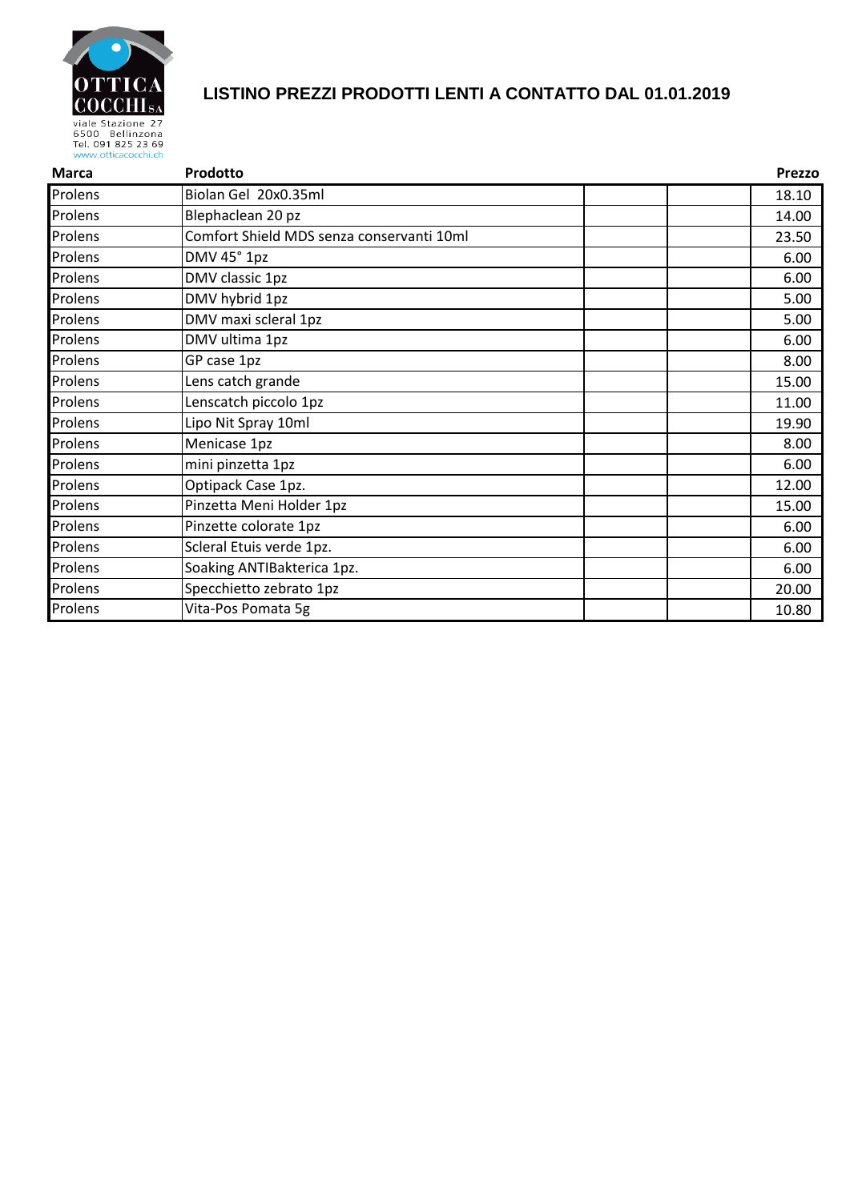OTTICA COCCHI SA
viale Stazione 27
6500 Bellinzona
Tel. 091 825 23 69
www.otticacocchi.ch

# LISTINO PREZZI PRODOTTI LENTI A CONTATTO DAL 01.01.2019

| Marca | Prodotto | | | Prezzo |
|---|---|---|---|---|
| Prolens | Biolan Gel 20x0.35ml | | | 18.10 |
| Prolens | Blephaclean 20 pz | | | 14.00 |
| Prolens | Comfort Shield MDS senza conservanti 10ml | | | 23.50 |
| Prolens | DMV 45° 1pz | | | 6.00 |
| Prolens | DMV classic 1pz | | | 6.00 |
| Prolens | DMV hybrid 1pz | | | 5.00 |
| Prolens | DMV maxi scleral 1pz | | | 5.00 |
| Prolens | DMV ultima 1pz | | | 6.00 |
| Prolens | GP case 1pz | | | 8.00 |
| Prolens | Lens catch grande | | | 15.00 |
| Prolens | Lenscatch piccolo 1pz | | | 11.00 |
| Prolens | Lipo Nit Spray 10ml | | | 19.90 |
| Prolens | Menicase 1pz | | | 8.00 |
| Prolens | mini pinzetta 1pz | | | 6.00 |
| Prolens | Optipack Case 1pz. | | | 12.00 |
| Prolens | Pinzetta Meni Holder 1pz | | | 15.00 |
| Prolens | Pinzette colorate 1pz | | | 6.00 |
| Prolens | Scleral Etuis verde 1pz. | | | 6.00 |
| Prolens | Soaking ANTIBakterica 1pz. | | | 6.00 |
| Prolens | Specchietto zebrato 1pz | | | 20.00 |
| Prolens | Vita-Pos Pomata 5g | | | 10.80 |